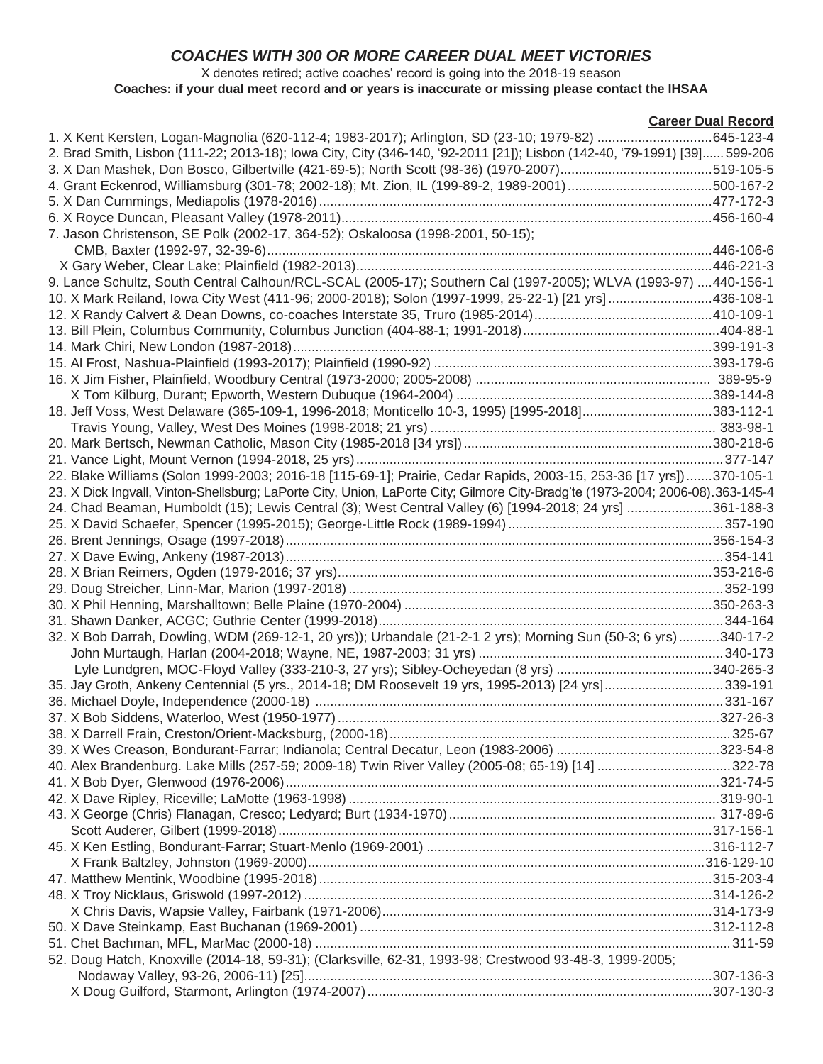# *COACHES WITH 300 OR MORE CAREER DUAL MEET VICTORIES*

X denotes retired; active coaches' record is going into the 2018-19 season

**Coaches: if your dual meet record and or years is inaccurate or missing please contact the IHSAA**

| Coach | **Career Dual Record** |
|---|---|
| 1. X Kent Kersten, Logan-Magnolia (620-112-4; 1983-2017); Arlington, SD (23-10; 1979-82) | 645-123-4 |
| 2. Brad Smith, Lisbon (111-22; 2013-18); Iowa City, City (346-140, '92-2011 [21]); Lisbon (142-40, '79-1991) [39] | 599-206 |
| 3. X Dan Mashek, Don Bosco, Gilbertville (421-69-5); North Scott (98-36) (1970-2007) | 519-105-5 |
| 4. Grant Eckenrod, Williamsburg (301-78; 2002-18); Mt. Zion, IL (199-89-2, 1989-2001) | 500-167-2 |
| 5. X Dan Cummings, Mediapolis (1978-2016) | 477-172-3 |
| 6. X Royce Duncan, Pleasant Valley (1978-2011) | 456-160-4 |
| 7. Jason Christenson, SE Polk (2002-17, 364-52); Oskaloosa (1998-2001, 50-15); CMB, Baxter (1992-97, 32-39-6) | 446-106-6 |
| X Gary Weber, Clear Lake; Plainfield (1982-2013) | 446-221-3 |
| 9. Lance Schultz, South Central Calhoun/RCL-SCAL (2005-17); Southern Cal (1997-2005); WLVA (1993-97) | 440-156-1 |
| 10. X Mark Reiland, Iowa City West (411-96; 2000-2018); Solon (1997-1999, 25-22-1) [21 yrs] | 436-108-1 |
| 12. X Randy Calvert & Dean Downs, co-coaches Interstate 35, Truro (1985-2014) | 410-109-1 |
| 13. Bill Plein, Columbus Community, Columbus Junction (404-88-1; 1991-2018) | 404-88-1 |
| 14. Mark Chiri, New London (1987-2018) | 399-191-3 |
| 15. Al Frost, Nashua-Plainfield (1993-2017); Plainfield (1990-92) | 393-179-6 |
| 16. X Jim Fisher, Plainfield, Woodbury Central (1973-2000; 2005-2008) | 389-95-9 |
| X Tom Kilburg, Durant; Epworth, Western Dubuque (1964-2004) | 389-144-8 |
| 18. Jeff Voss, West Delaware (365-109-1, 1996-2018; Monticello 10-3, 1995) [1995-2018] | 383-112-1 |
| Travis Young, Valley, West Des Moines (1998-2018; 21 yrs) | 383-98-1 |
| 20. Mark Bertsch, Newman Catholic, Mason City (1985-2018 [34 yrs]) | 380-218-6 |
| 21. Vance Light, Mount Vernon (1994-2018, 25 yrs) | 377-147 |
| 22. Blake Williams (Solon 1999-2003; 2016-18 [115-69-1]; Prairie, Cedar Rapids, 2003-15, 253-36 [17 yrs]) | 370-105-1 |
| 23. X Dick Ingvall, Vinton-Shellsburg; LaPorte City, Union, LaPorte City; Gilmore City-Bradg'te (1973-2004; 2006-08) | 363-145-4 |
| 24. Chad Beaman, Humboldt (15); Lewis Central (3); West Central Valley (6) [1994-2018; 24 yrs] | 361-188-3 |
| 25. X David Schaefer, Spencer (1995-2015); George-Little Rock (1989-1994) | 357-190 |
| 26. Brent Jennings, Osage (1997-2018) | 356-154-3 |
| 27. X Dave Ewing, Ankeny (1987-2013) | 354-141 |
| 28. X Brian Reimers, Ogden (1979-2016; 37 yrs) | 353-216-6 |
| 29. Doug Streicher, Linn-Mar, Marion (1997-2018) | 352-199 |
| 30. X Phil Henning, Marshalltown; Belle Plaine (1970-2004) | 350-263-3 |
| 31. Shawn Danker, ACGC; Guthrie Center (1999-2018) | 344-164 |
| 32. X Bob Darrah, Dowling, WDM (269-12-1, 20 yrs)); Urbandale (21-2-1 2 yrs); Morning Sun (50-3; 6 yrs) | 340-17-2 |
| John Murtaugh, Harlan (2004-2018; Wayne, NE, 1987-2003; 31 yrs) | 340-173 |
| Lyle Lundgren, MOC-Floyd Valley (333-210-3, 27 yrs); Sibley-Ocheyedan (8 yrs) | 340-265-3 |
| 35. Jay Groth, Ankeny Centennial (5 yrs., 2014-18; DM Roosevelt 19 yrs, 1995-2013) [24 yrs] | 339-191 |
| 36. Michael Doyle, Independence (2000-18) | 331-167 |
| 37. X Bob Siddens, Waterloo, West (1950-1977) | 327-26-3 |
| 38. X Darrell Frain, Creston/Orient-Macksburg, (2000-18) | 325-67 |
| 39. X Wes Creason, Bondurant-Farrar; Indianola; Central Decatur, Leon (1983-2006) | 323-54-8 |
| 40. Alex Brandenburg. Lake Mills (257-59; 2009-18) Twin River Valley (2005-08; 65-19) [14] | 322-78 |
| 41. X Bob Dyer, Glenwood (1976-2006) | 321-74-5 |
| 42. X Dave Ripley, Riceville; LaMotte (1963-1998) | 319-90-1 |
| 43. X George (Chris) Flanagan, Cresco; Ledyard; Burt (1934-1970) | 317-89-6 |
| Scott Auderer, Gilbert (1999-2018) | 317-156-1 |
| 45. X Ken Estling, Bondurant-Farrar; Stuart-Menlo (1969-2001) | 316-112-7 |
| X Frank Baltzley, Johnston (1969-2000) | 316-129-10 |
| 47. Matthew Mentink, Woodbine (1995-2018) | 315-203-4 |
| 48. X Troy Nicklaus, Griswold (1997-2012) | 314-126-2 |
| X Chris Davis, Wapsie Valley, Fairbank (1971-2006) | 314-173-9 |
| 50. X Dave Steinkamp, East Buchanan (1969-2001) | 312-112-8 |
| 51. Chet Bachman, MFL, MarMac (2000-18) | 311-59 |
| 52. Doug Hatch, Knoxville (2014-18, 59-31); (Clarksville, 62-31, 1993-98; Crestwood 93-48-3, 1999-2005; Nodaway Valley, 93-26, 2006-11) [25] | 307-136-3 |
| X Doug Guilford, Starmont, Arlington (1974-2007) | 307-130-3 |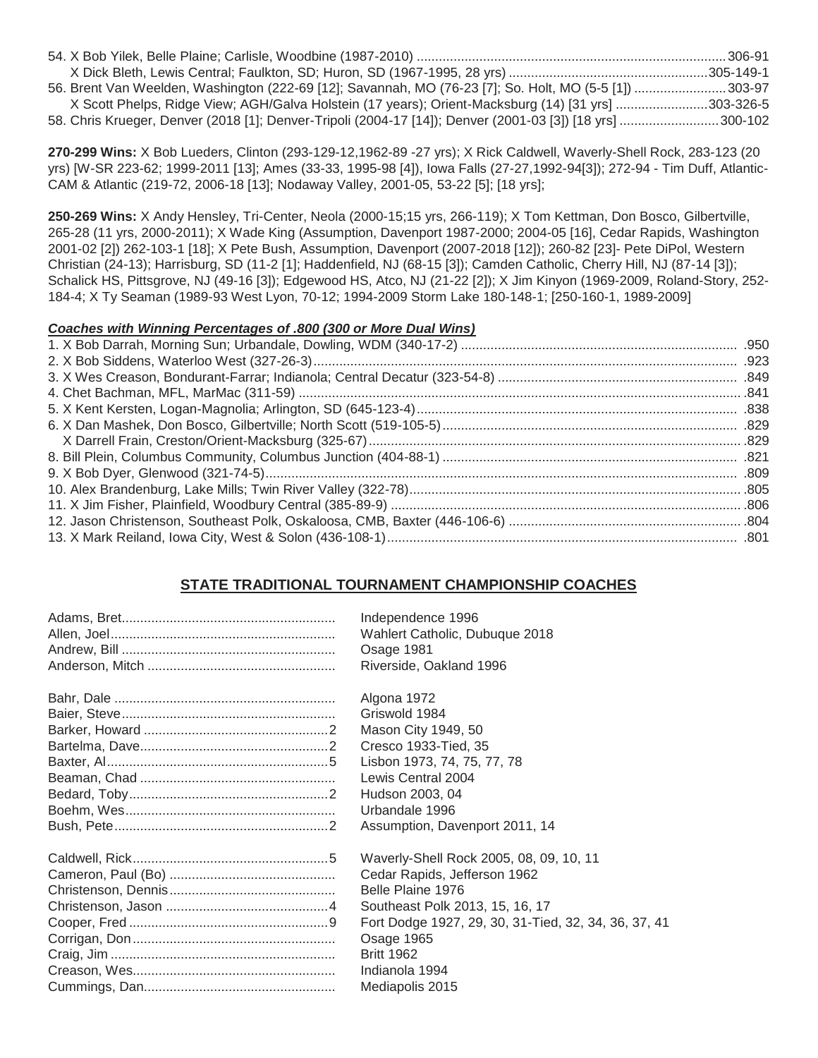54. X Bob Yilek, Belle Plaine; Carlisle, Woodbine (1987-2010) ....................................................................................... 306-91
X Dick Bleth, Lewis Central; Faulkton, SD; Huron, SD (1967-1995, 28 yrs) ....................................................... 305-149-1
56. Brent Van Weelden, Washington (222-69 [12]; Savannah, MO (76-23 [7]; So. Holt, MO (5-5 [1]) ........................ 303-97
X Scott Phelps, Ridge View; AGH/Galva Holstein (17 years); Orient-Macksburg (14) [31 yrs] ......................... 303-326-5
58. Chris Krueger, Denver (2018 [1]; Denver-Tripoli (2004-17 [14]); Denver (2001-03 [3]) [18 yrs] .......................... 300-102

**270-299 Wins:** X Bob Lueders, Clinton (293-129-12,1962-89 -27 yrs); X Rick Caldwell, Waverly-Shell Rock, 283-123 (20 yrs) [W-SR 223-62; 1999-2011 [13]; Ames (33-33, 1995-98 [4]), Iowa Falls (27-27,1992-94[3]); 272-94 - Tim Duff, Atlantic-CAM & Atlantic (219-72, 2006-18 [13]; Nodaway Valley, 2001-05, 53-22 [5]; [18 yrs];

**250-269 Wins:** X Andy Hensley, Tri-Center, Neola (2000-15;15 yrs, 266-119); X Tom Kettman, Don Bosco, Gilbertville, 265-28 (11 yrs, 2000-2011); X Wade King (Assumption, Davenport 1987-2000; 2004-05 [16], Cedar Rapids, Washington 2001-02 [2]) 262-103-1 [18]; X Pete Bush, Assumption, Davenport (2007-2018 [12]); 260-82 [23]- Pete DiPol, Western Christian (24-13); Harrisburg, SD (11-2 [1]; Haddenfield, NJ (68-15 [3]); Camden Catholic, Cherry Hill, NJ (87-14 [3]); Schalick HS, Pittsgrove, NJ (49-16 [3]); Edgewood HS, Atco, NJ (21-22 [2]); X Jim Kinyon (1969-2009, Roland-Story, 252-184-4; X Ty Seaman (1989-93 West Lyon, 70-12; 1994-2009 Storm Lake 180-148-1; [250-160-1, 1989-2009]

***Coaches with Winning Percentages of .800 (300 or More Dual Wins)***

1. X Bob Darrah, Morning Sun; Urbandale, Dowling, WDM (340-17-2) .......................................................................... .950
2. X Bob Siddens, Waterloo West (327-26-3)................................................................................................................. .923
3. X Wes Creason, Bondurant-Farrar; Indianola; Central Decatur (323-54-8) ................................................................. .849
4. Chet Bachman, MFL, MarMac (311-59) ........................................................................................................................ .841
5. X Kent Kersten, Logan-Magnolia; Arlington, SD (645-123-4)....................................................................................... .838
6. X Dan Mashek, Don Bosco, Gilbertville; North Scott (519-105-5)................................................................................ .829
   X Darrell Frain, Creston/Orient-Macksburg (325-67)...................................................................................................... .829
8. Bill Plein, Columbus Community, Columbus Junction (404-88-1) ................................................................................ .821
9. X Bob Dyer, Glenwood (321-74-5)................................................................................................................................. .809
10. Alex Brandenburg, Lake Mills; Twin River Valley (322-78).......................................................................................... .805
11. X Jim Fisher, Plainfield, Woodbury Central (385-89-9) ............................................................................................... .806
12. Jason Christenson, Southeast Polk, Oskaloosa, CMB, Baxter (446-106-6) ............................................................... .804
13. X Mark Reiland, Iowa City, West & Solon (436-108-1)................................................................................................. .801

## STATE TRADITIONAL TOURNAMENT CHAMPIONSHIP COACHES

| Coach | Titles | Championships |
|---|---|---|
| Adams, Bret | | Independence 1996 |
| Allen, Joel | | Wahlert Catholic, Dubuque 2018 |
| Andrew, Bill | | Osage 1981 |
| Anderson, Mitch | | Riverside, Oakland 1996 |
| Bahr, Dale | | Algona 1972 |
| Baier, Steve | | Griswold 1984 |
| Barker, Howard | 2 | Mason City 1949, 50 |
| Bartelma, Dave | 2 | Cresco 1933-Tied, 35 |
| Baxter, Al | 5 | Lisbon 1973, 74, 75, 77, 78 |
| Beaman, Chad | | Lewis Central 2004 |
| Bedard, Toby | 2 | Hudson 2003, 04 |
| Boehm, Wes | | Urbandale 1996 |
| Bush, Pete | 2 | Assumption, Davenport 2011, 14 |
| Caldwell, Rick | 5 | Waverly-Shell Rock 2005, 08, 09, 10, 11 |
| Cameron, Paul (Bo) | | Cedar Rapids, Jefferson 1962 |
| Christenson, Dennis | | Belle Plaine 1976 |
| Christenson, Jason | 4 | Southeast Polk 2013, 15, 16, 17 |
| Cooper, Fred | 9 | Fort Dodge 1927, 29, 30, 31-Tied, 32, 34, 36, 37, 41 |
| Corrigan, Don | | Osage 1965 |
| Craig, Jim | | Britt 1962 |
| Creason, Wes | | Indianola 1994 |
| Cummings, Dan | | Mediapolis 2015 |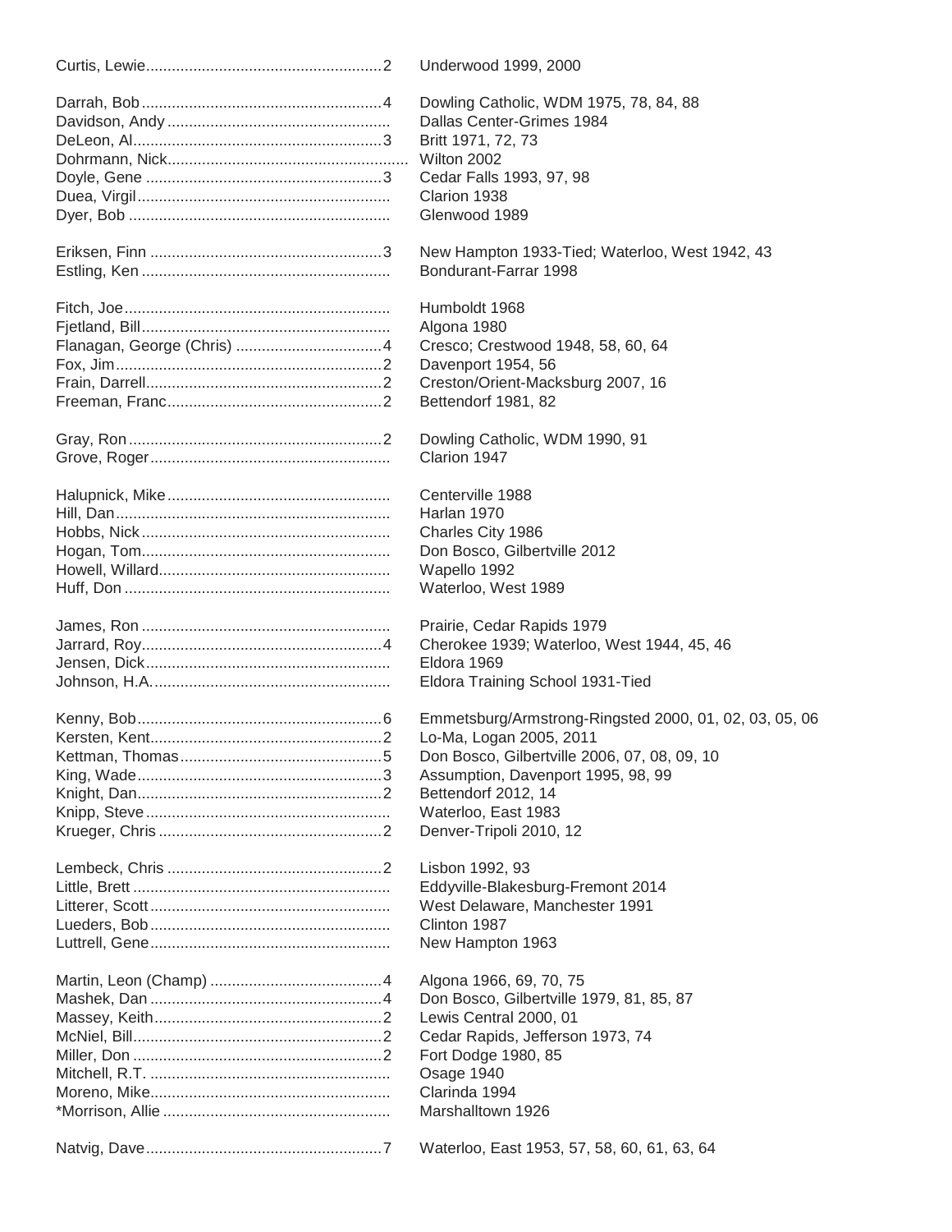Curtis, Lewie........................................................2 Underwood 1999, 2000

Darrah, Bob........................................................4 Dowling Catholic, WDM 1975, 78, 84, 88
Davidson, Andy .................................................... Dallas Center-Grimes 1984
DeLeon, Al..........................................................3 Britt 1971, 72, 73
Dohrmann, Nick....................................................... Wilton 2002
Doyle, Gene ........................................................3 Cedar Falls 1993, 97, 98
Duea, Virgil........................................................... Clarion 1938
Dyer, Bob ............................................................ Glenwood 1989

Eriksen, Finn ......................................................3 New Hampton 1933-Tied; Waterloo, West 1942, 43
Estling, Ken .......................................................... Bondurant-Farrar 1998

Fitch, Joe............................................................. Humboldt 1968
Fjetland, Bill.......................................................... Algona 1980
Flanagan, George (Chris) ..................................4 Cresco; Crestwood 1948, 58, 60, 64
Fox, Jim..............................................................2 Davenport 1954, 56
Frain, Darrell........................................................2 Creston/Orient-Macksburg 2007, 16
Freeman, Franc....................................................2 Bettendorf 1981, 82

Gray, Ron............................................................2 Dowling Catholic, WDM 1990, 91
Grove, Roger........................................................ Clarion 1947

Halupnick, Mike.................................................... Centerville 1988
Hill, Dan................................................................ Harlan 1970
Hobbs, Nick.......................................................... Charles City 1986
Hogan, Tom.......................................................... Don Bosco, Gilbertville 2012
Howell, Willard...................................................... Wapello 1992
Huff, Don ............................................................. Waterloo, West 1989

James, Ron .......................................................... Prairie, Cedar Rapids 1979
Jarrard, Roy.........................................................4 Cherokee 1939; Waterloo, West 1944, 45, 46
Jensen, Dick......................................................... Eldora 1969
Johnson, H.A........................................................ Eldora Training School 1931-Tied

Kenny, Bob..........................................................6 Emmetsburg/Armstrong-Ringsted 2000, 01, 02, 03, 05, 06
Kersten, Kent.......................................................2 Lo-Ma, Logan 2005, 2011
Kettman, Thomas.................................................5 Don Bosco, Gilbertville 2006, 07, 08, 09, 10
King, Wade..........................................................3 Assumption, Davenport 1995, 98, 99
Knight, Dan..........................................................2 Bettendorf 2012, 14
Knipp, Steve......................................................... Waterloo, East 1983
Krueger, Chris .....................................................2 Denver-Tripoli 2010, 12

Lembeck, Chris ...................................................2 Lisbon 1992, 93
Little, Brett ........................................................... Eddyville-Blakesburg-Fremont 2014
Litterer, Scott........................................................ West Delaware, Manchester 1991
Lueders, Bob........................................................ Clinton 1987
Luttrell, Gene........................................................ New Hampton 1963

Martin, Leon (Champ) .........................................4 Algona 1966, 69, 70, 75
Mashek, Dan .......................................................4 Don Bosco, Gilbertville 1979, 81, 85, 87
Massey, Keith......................................................2 Lewis Central 2000, 01
McNiel, Bill...........................................................2 Cedar Rapids, Jefferson 1973, 74
Miller, Don ...........................................................2 Fort Dodge 1980, 85
Mitchell, R.T. ........................................................ Osage 1940
Moreno, Mike........................................................ Clarinda 1994
*Morrison, Allie ..................................................... Marshalltown 1926

Natvig, Dave........................................................7 Waterloo, East 1953, 57, 58, 60, 61, 63, 64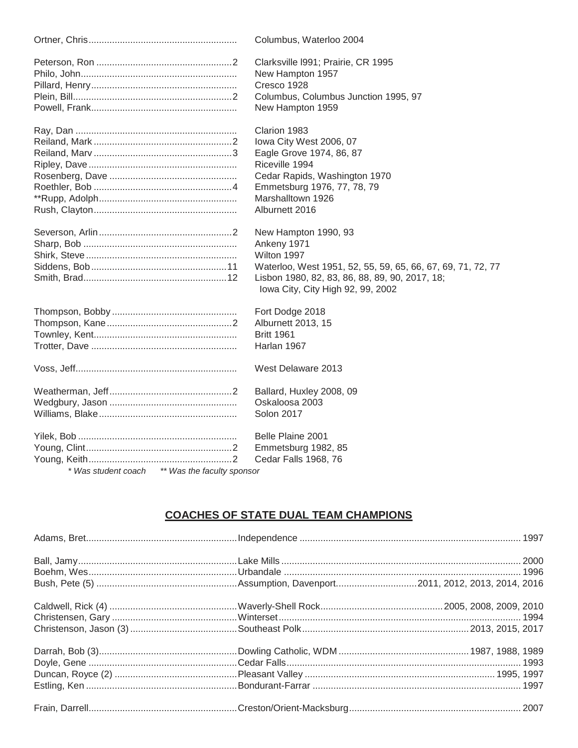| | | |
|---|---|---|
| Ortner, Chris | | Columbus, Waterloo 2004 |
| Peterson, Ron | 2 | Clarksville l991; Prairie, CR 1995 |
| Philo, John | | New Hampton 1957 |
| Pillard, Henry | | Cresco 1928 |
| Plein, Bill | 2 | Columbus, Columbus Junction 1995, 97 |
| Powell, Frank | | New Hampton 1959 |
| Ray, Dan | | Clarion 1983 |
| Reiland, Mark | 2 | Iowa City West 2006, 07 |
| Reiland, Marv | 3 | Eagle Grove 1974, 86, 87 |
| Ripley, Dave | | Riceville 1994 |
| Rosenberg, Dave | | Cedar Rapids, Washington 1970 |
| Roethler, Bob | 4 | Emmetsburg 1976, 77, 78, 79 |
| **Rupp, Adolph | | Marshalltown 1926 |
| Rush, Clayton | | Alburnett 2016 |
| Severson, Arlin | 2 | New Hampton 1990, 93 |
| Sharp, Bob | | Ankeny 1971 |
| Shirk, Steve | | Wilton 1997 |
| Siddens, Bob | 11 | Waterloo, West 1951, 52, 55, 59, 65, 66, 67, 69, 71, 72, 77 |
| Smith, Brad | 12 | Lisbon 1980, 82, 83, 86, 88, 89, 90, 2017, 18; Iowa City, City High 92, 99, 2002 |
| Thompson, Bobby | | Fort Dodge 2018 |
| Thompson, Kane | 2 | Alburnett 2013, 15 |
| Townley, Kent | | Britt 1961 |
| Trotter, Dave | | Harlan 1967 |
| Voss, Jeff | | West Delaware 2013 |
| Weatherman, Jeff | 2 | Ballard, Huxley 2008, 09 |
| Wedgbury, Jason | | Oskaloosa 2003 |
| Williams, Blake | | Solon 2017 |
| Yilek, Bob | | Belle Plaine 2001 |
| Young, Clint | 2 | Emmetsburg 1982, 85 |
| Young, Keith | 2 | Cedar Falls 1968, 76 |

*\* Was student coach      \*\* Was the faculty sponsor*

## COACHES OF STATE DUAL TEAM CHAMPIONS

| | | |
|---|---|---|
| Adams, Bret | Independence | 1997 |
| Ball, Jamy | Lake Mills | 2000 |
| Boehm, Wes | Urbandale | 1996 |
| Bush, Pete (5) | Assumption, Davenport | 2011, 2012, 2013, 2014, 2016 |
| Caldwell, Rick (4) | Waverly-Shell Rock | 2005, 2008, 2009, 2010 |
| Christensen, Gary | Winterset | 1994 |
| Christenson, Jason (3) | Southeast Polk | 2013, 2015, 2017 |
| Darrah, Bob (3) | Dowling Catholic, WDM | 1987, 1988, 1989 |
| Doyle, Gene | Cedar Falls | 1993 |
| Duncan, Royce (2) | Pleasant Valley | 1995, 1997 |
| Estling, Ken | Bondurant-Farrar | 1997 |
| Frain, Darrell | Creston/Orient-Macksburg | 2007 |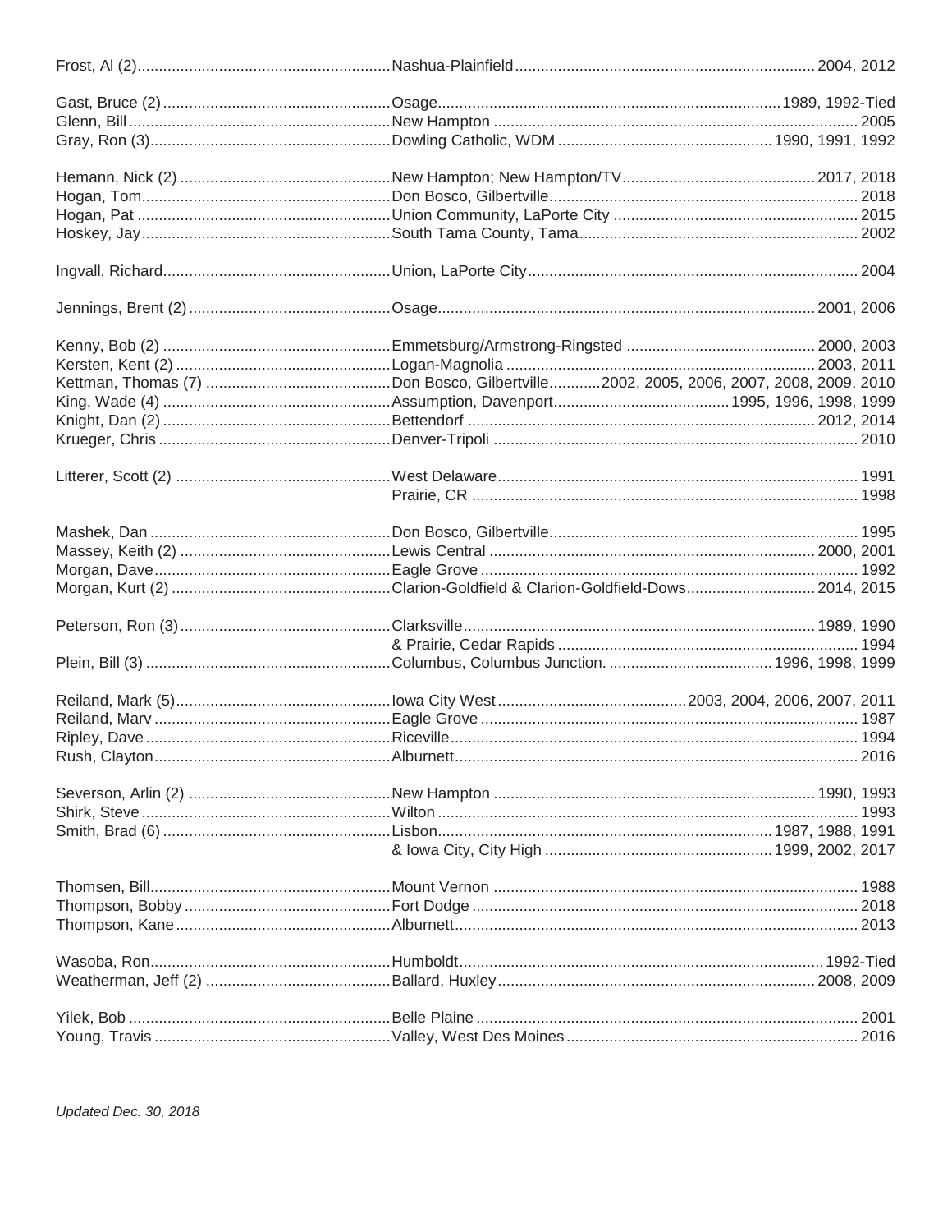| | | |
|---|---|---|
| Frost, Al (2) | Nashua-Plainfield | 2004, 2012 |
| | | |
| Gast, Bruce (2) | Osage | 1989, 1992-Tied |
| Glenn, Bill | New Hampton | 2005 |
| Gray, Ron (3) | Dowling Catholic, WDM | 1990, 1991, 1992 |
| | | |
| Hemann, Nick (2) | New Hampton; New Hampton/TV | 2017, 2018 |
| Hogan, Tom | Don Bosco, Gilbertville | 2018 |
| Hogan, Pat | Union Community, LaPorte City | 2015 |
| Hoskey, Jay | South Tama County, Tama | 2002 |
| | | |
| Ingvall, Richard | Union, LaPorte City | 2004 |
| | | |
| Jennings, Brent (2) | Osage | 2001, 2006 |
| | | |
| Kenny, Bob (2) | Emmetsburg/Armstrong-Ringsted | 2000, 2003 |
| Kersten, Kent (2) | Logan-Magnolia | 2003, 2011 |
| Kettman, Thomas (7) | Don Bosco, Gilbertville | 2002, 2005, 2006, 2007, 2008, 2009, 2010 |
| King, Wade (4) | Assumption, Davenport | 1995, 1996, 1998, 1999 |
| Knight, Dan (2) | Bettendorf | 2012, 2014 |
| Krueger, Chris | Denver-Tripoli | 2010 |
| | | |
| Litterer, Scott (2) | West Delaware | 1991 |
| | Prairie, CR | 1998 |
| | | |
| Mashek, Dan | Don Bosco, Gilbertville | 1995 |
| Massey, Keith (2) | Lewis Central | 2000, 2001 |
| Morgan, Dave | Eagle Grove | 1992 |
| Morgan, Kurt (2) | Clarion-Goldfield & Clarion-Goldfield-Dows | 2014, 2015 |
| | | |
| Peterson, Ron (3) | Clarksville | 1989, 1990 |
| | & Prairie, Cedar Rapids | 1994 |
| Plein, Bill (3) | Columbus, Columbus Junction. | 1996, 1998, 1999 |
| | | |
| Reiland, Mark (5) | Iowa City West | 2003, 2004, 2006, 2007, 2011 |
| Reiland, Marv | Eagle Grove | 1987 |
| Ripley, Dave | Riceville | 1994 |
| Rush, Clayton | Alburnett | 2016 |
| | | |
| Severson, Arlin (2) | New Hampton | 1990, 1993 |
| Shirk, Steve | Wilton | 1993 |
| Smith, Brad (6) | Lisbon | 1987, 1988, 1991 |
| | & Iowa City, City High | 1999, 2002, 2017 |
| | | |
| Thomsen, Bill | Mount Vernon | 1988 |
| Thompson, Bobby | Fort Dodge | 2018 |
| Thompson, Kane | Alburnett | 2013 |
| | | |
| Wasoba, Ron | Humboldt | 1992-Tied |
| Weatherman, Jeff (2) | Ballard, Huxley | 2008, 2009 |
| | | |
| Yilek, Bob | Belle Plaine | 2001 |
| Young, Travis | Valley, West Des Moines | 2016 |

*Updated Dec. 30, 2018*